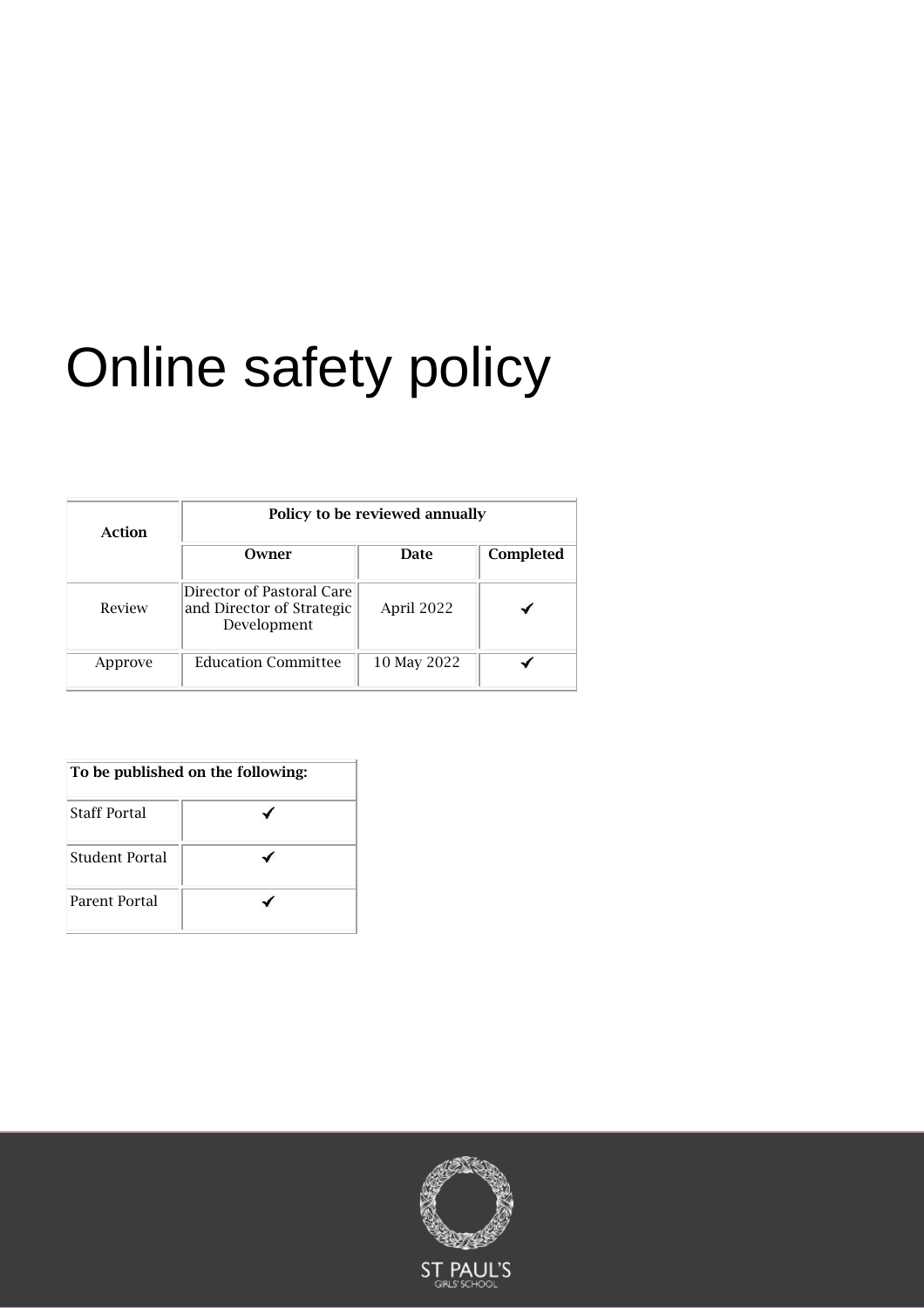# Online safety policy

| Action | Policy to be reviewed annually | | |
|---|---|---|---|
| | **Owner** | **Date** | **Completed** |
| Review | Director of Pastoral Care and Director of Strategic Development | April 2022 | ✔ |
| Approve | Education Committee | 10 May 2022 | ✔ |

| To be published on the following: | |
|---|---|
| Staff Portal | ✔ |
| Student Portal | ✔ |
| Parent Portal | ✔ |

ST PAUL'S GIRLS' SCHOOL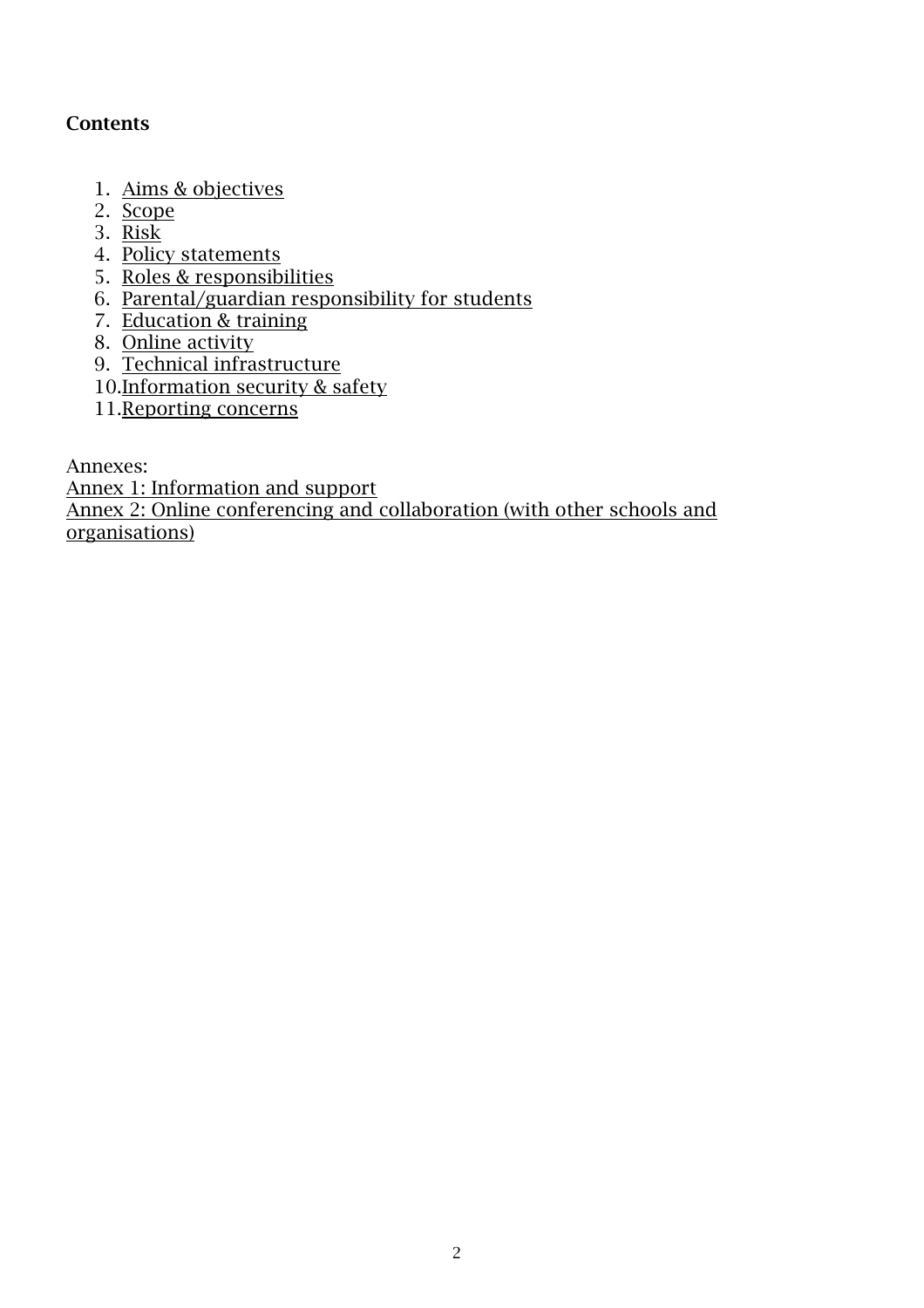**Contents**

1. Aims & objectives
2. Scope
3. Risk
4. Policy statements
5. Roles & responsibilities
6. Parental/guardian responsibility for students
7. Education & training
8. Online activity
9. Technical infrastructure
10. Information security & safety
11. Reporting concerns

Annexes:

Annex 1: Information and support

Annex 2: Online conferencing and collaboration (with other schools and organisations)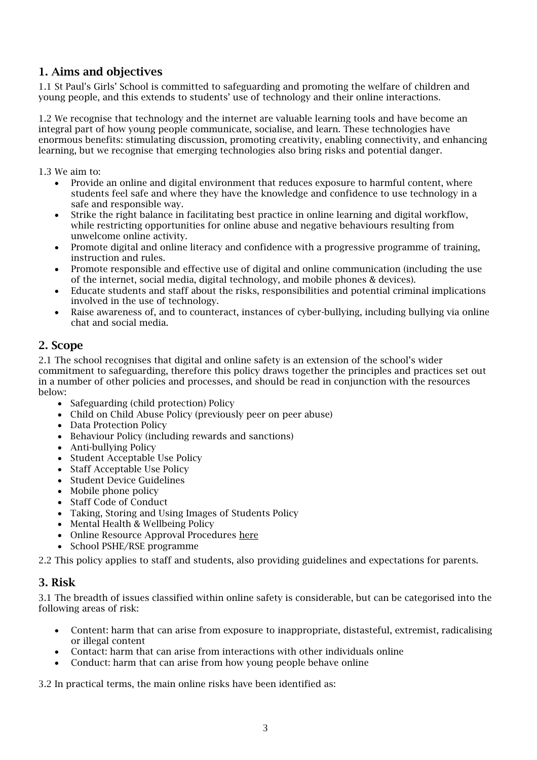## 1. Aims and objectives

1.1 St Paul's Girls' School is committed to safeguarding and promoting the welfare of children and young people, and this extends to students' use of technology and their online interactions.

1.2 We recognise that technology and the internet are valuable learning tools and have become an integral part of how young people communicate, socialise, and learn. These technologies have enormous benefits: stimulating discussion, promoting creativity, enabling connectivity, and enhancing learning, but we recognise that emerging technologies also bring risks and potential danger.

1.3 We aim to:

- Provide an online and digital environment that reduces exposure to harmful content, where students feel safe and where they have the knowledge and confidence to use technology in a safe and responsible way.
- Strike the right balance in facilitating best practice in online learning and digital workflow, while restricting opportunities for online abuse and negative behaviours resulting from unwelcome online activity.
- Promote digital and online literacy and confidence with a progressive programme of training, instruction and rules.
- Promote responsible and effective use of digital and online communication (including the use of the internet, social media, digital technology, and mobile phones & devices).
- Educate students and staff about the risks, responsibilities and potential criminal implications involved in the use of technology.
- Raise awareness of, and to counteract, instances of cyber-bullying, including bullying via online chat and social media.

## 2. Scope

2.1 The school recognises that digital and online safety is an extension of the school's wider commitment to safeguarding, therefore this policy draws together the principles and practices set out in a number of other policies and processes, and should be read in conjunction with the resources below:

- Safeguarding (child protection) Policy
- Child on Child Abuse Policy (previously peer on peer abuse)
- Data Protection Policy
- Behaviour Policy (including rewards and sanctions)
- Anti-bullying Policy
- Student Acceptable Use Policy
- Staff Acceptable Use Policy
- Student Device Guidelines
- Mobile phone policy
- Staff Code of Conduct
- Taking, Storing and Using Images of Students Policy
- Mental Health & Wellbeing Policy
- Online Resource Approval Procedures here
- School PSHE/RSE programme

2.2 This policy applies to staff and students, also providing guidelines and expectations for parents.

## 3. Risk

3.1 The breadth of issues classified within online safety is considerable, but can be categorised into the following areas of risk:

- Content: harm that can arise from exposure to inappropriate, distasteful, extremist, radicalising or illegal content
- Contact: harm that can arise from interactions with other individuals online
- Conduct: harm that can arise from how young people behave online

3.2 In practical terms, the main online risks have been identified as: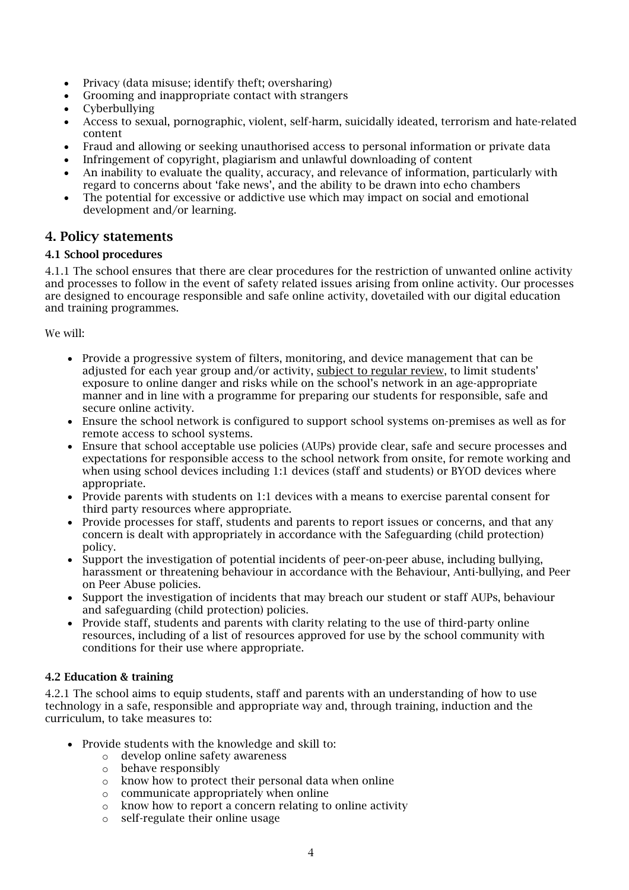- Privacy (data misuse; identify theft; oversharing)
- Grooming and inappropriate contact with strangers
- Cyberbullying
- Access to sexual, pornographic, violent, self-harm, suicidally ideated, terrorism and hate-related content
- Fraud and allowing or seeking unauthorised access to personal information or private data
- Infringement of copyright, plagiarism and unlawful downloading of content
- An inability to evaluate the quality, accuracy, and relevance of information, particularly with regard to concerns about 'fake news', and the ability to be drawn into echo chambers
- The potential for excessive or addictive use which may impact on social and emotional development and/or learning.

## 4. Policy statements

### 4.1 School procedures

4.1.1 The school ensures that there are clear procedures for the restriction of unwanted online activity and processes to follow in the event of safety related issues arising from online activity. Our processes are designed to encourage responsible and safe online activity, dovetailed with our digital education and training programmes.

We will:

- Provide a progressive system of filters, monitoring, and device management that can be adjusted for each year group and/or activity, subject to regular review, to limit students' exposure to online danger and risks while on the school's network in an age-appropriate manner and in line with a programme for preparing our students for responsible, safe and secure online activity.
- Ensure the school network is configured to support school systems on-premises as well as for remote access to school systems.
- Ensure that school acceptable use policies (AUPs) provide clear, safe and secure processes and expectations for responsible access to the school network from onsite, for remote working and when using school devices including 1:1 devices (staff and students) or BYOD devices where appropriate.
- Provide parents with students on 1:1 devices with a means to exercise parental consent for third party resources where appropriate.
- Provide processes for staff, students and parents to report issues or concerns, and that any concern is dealt with appropriately in accordance with the Safeguarding (child protection) policy.
- Support the investigation of potential incidents of peer-on-peer abuse, including bullying, harassment or threatening behaviour in accordance with the Behaviour, Anti-bullying, and Peer on Peer Abuse policies.
- Support the investigation of incidents that may breach our student or staff AUPs, behaviour and safeguarding (child protection) policies.
- Provide staff, students and parents with clarity relating to the use of third-party online resources, including of a list of resources approved for use by the school community with conditions for their use where appropriate.

### 4.2 Education & training

4.2.1 The school aims to equip students, staff and parents with an understanding of how to use technology in a safe, responsible and appropriate way and, through training, induction and the curriculum, to take measures to:

- Provide students with the knowledge and skill to:
  - develop online safety awareness
  - behave responsibly
  - know how to protect their personal data when online
  - communicate appropriately when online
  - know how to report a concern relating to online activity
  - self-regulate their online usage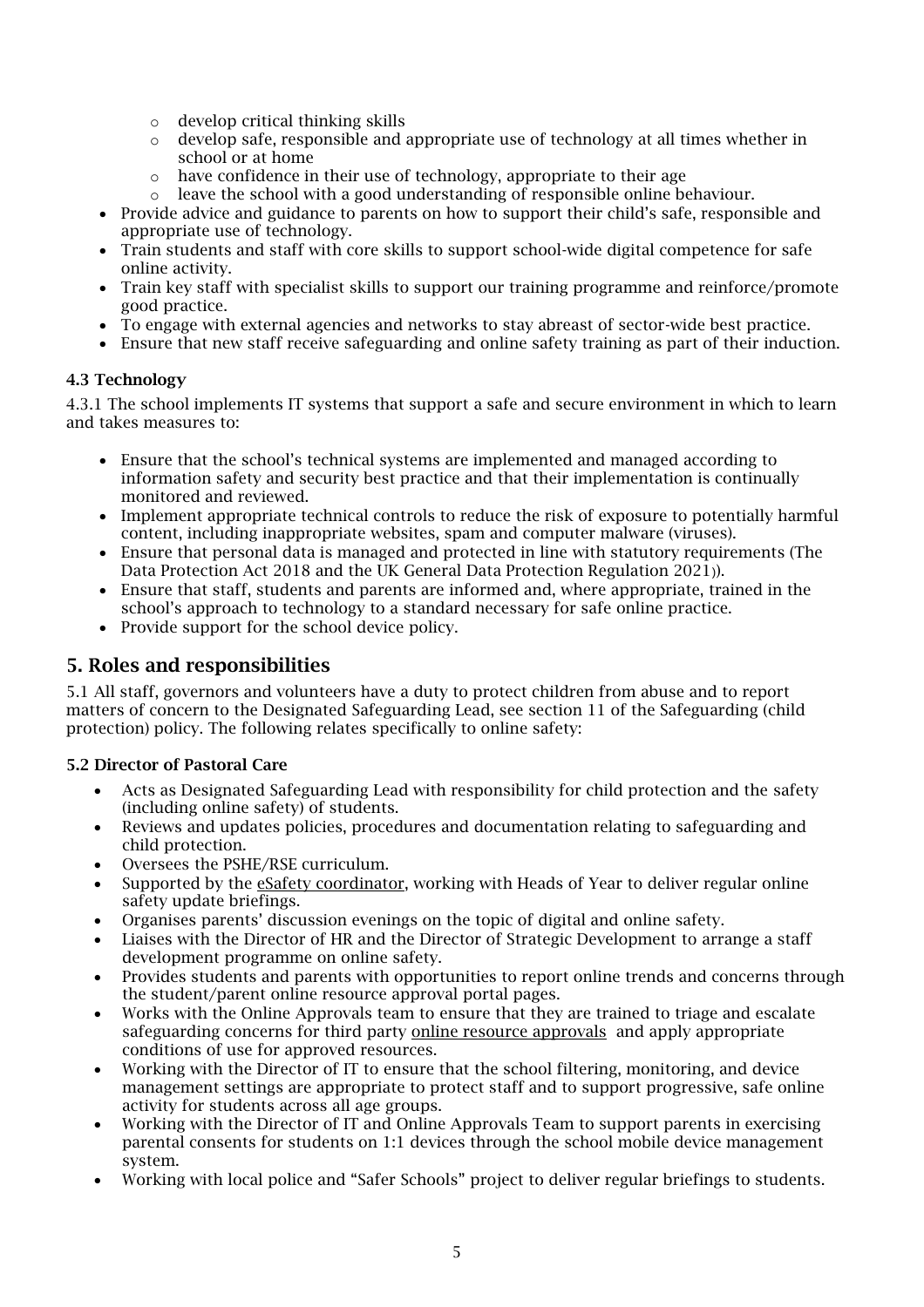- develop critical thinking skills
  - develop safe, responsible and appropriate use of technology at all times whether in school or at home
  - have confidence in their use of technology, appropriate to their age
  - leave the school with a good understanding of responsible online behaviour.
- Provide advice and guidance to parents on how to support their child's safe, responsible and appropriate use of technology.
- Train students and staff with core skills to support school-wide digital competence for safe online activity.
- Train key staff with specialist skills to support our training programme and reinforce/promote good practice.
- To engage with external agencies and networks to stay abreast of sector-wide best practice.
- Ensure that new staff receive safeguarding and online safety training as part of their induction.

#### 4.3 Technology

4.3.1 The school implements IT systems that support a safe and secure environment in which to learn and takes measures to:

- Ensure that the school's technical systems are implemented and managed according to information safety and security best practice and that their implementation is continually monitored and reviewed.
- Implement appropriate technical controls to reduce the risk of exposure to potentially harmful content, including inappropriate websites, spam and computer malware (viruses).
- Ensure that personal data is managed and protected in line with statutory requirements (The Data Protection Act 2018 and the UK General Data Protection Regulation 2021)).
- Ensure that staff, students and parents are informed and, where appropriate, trained in the school's approach to technology to a standard necessary for safe online practice.
- Provide support for the school device policy.

## 5. Roles and responsibilities

5.1 All staff, governors and volunteers have a duty to protect children from abuse and to report matters of concern to the Designated Safeguarding Lead, see section 11 of the Safeguarding (child protection) policy. The following relates specifically to online safety:

#### 5.2 Director of Pastoral Care

- Acts as Designated Safeguarding Lead with responsibility for child protection and the safety (including online safety) of students.
- Reviews and updates policies, procedures and documentation relating to safeguarding and child protection.
- Oversees the PSHE/RSE curriculum.
- Supported by the eSafety coordinator, working with Heads of Year to deliver regular online safety update briefings.
- Organises parents' discussion evenings on the topic of digital and online safety.
- Liaises with the Director of HR and the Director of Strategic Development to arrange a staff development programme on online safety.
- Provides students and parents with opportunities to report online trends and concerns through the student/parent online resource approval portal pages.
- Works with the Online Approvals team to ensure that they are trained to triage and escalate safeguarding concerns for third party online resource approvals and apply appropriate conditions of use for approved resources.
- Working with the Director of IT to ensure that the school filtering, monitoring, and device management settings are appropriate to protect staff and to support progressive, safe online activity for students across all age groups.
- Working with the Director of IT and Online Approvals Team to support parents in exercising parental consents for students on 1:1 devices through the school mobile device management system.
- Working with local police and "Safer Schools" project to deliver regular briefings to students.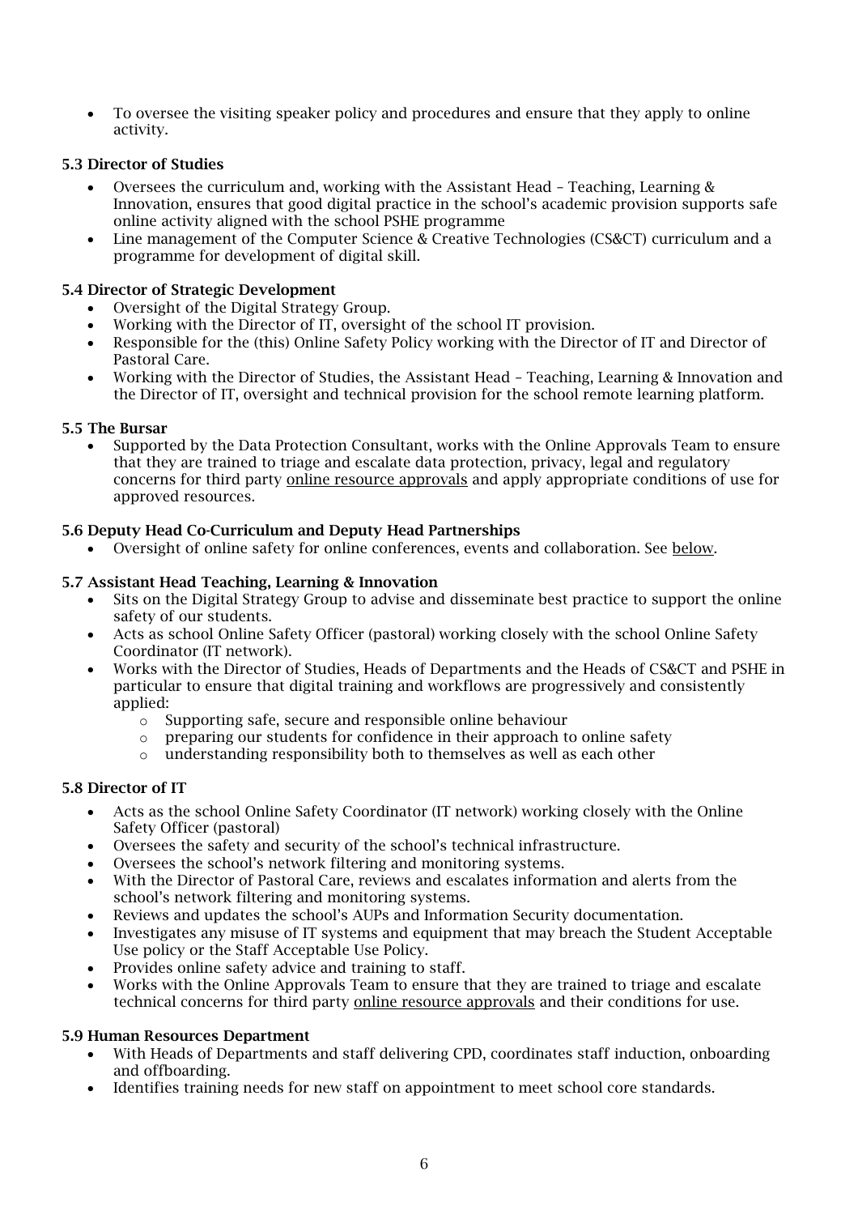- To oversee the visiting speaker policy and procedures and ensure that they apply to online activity.

### 5.3 Director of Studies

- Oversees the curriculum and, working with the Assistant Head – Teaching, Learning & Innovation, ensures that good digital practice in the school's academic provision supports safe online activity aligned with the school PSHE programme
- Line management of the Computer Science & Creative Technologies (CS&CT) curriculum and a programme for development of digital skill.

### 5.4 Director of Strategic Development

- Oversight of the Digital Strategy Group.
- Working with the Director of IT, oversight of the school IT provision.
- Responsible for the (this) Online Safety Policy working with the Director of IT and Director of Pastoral Care.
- Working with the Director of Studies, the Assistant Head – Teaching, Learning & Innovation and the Director of IT, oversight and technical provision for the school remote learning platform.

### 5.5 The Bursar

- Supported by the Data Protection Consultant, works with the Online Approvals Team to ensure that they are trained to triage and escalate data protection, privacy, legal and regulatory concerns for third party online resource approvals and apply appropriate conditions of use for approved resources.

### 5.6 Deputy Head Co-Curriculum and Deputy Head Partnerships

- Oversight of online safety for online conferences, events and collaboration. See below.

### 5.7 Assistant Head Teaching, Learning & Innovation

- Sits on the Digital Strategy Group to advise and disseminate best practice to support the online safety of our students.
- Acts as school Online Safety Officer (pastoral) working closely with the school Online Safety Coordinator (IT network).
- Works with the Director of Studies, Heads of Departments and the Heads of CS&CT and PSHE in particular to ensure that digital training and workflows are progressively and consistently applied:
  - Supporting safe, secure and responsible online behaviour
  - preparing our students for confidence in their approach to online safety
  - understanding responsibility both to themselves as well as each other

### 5.8 Director of IT

- Acts as the school Online Safety Coordinator (IT network) working closely with the Online Safety Officer (pastoral)
- Oversees the safety and security of the school's technical infrastructure.
- Oversees the school's network filtering and monitoring systems.
- With the Director of Pastoral Care, reviews and escalates information and alerts from the school's network filtering and monitoring systems.
- Reviews and updates the school's AUPs and Information Security documentation.
- Investigates any misuse of IT systems and equipment that may breach the Student Acceptable Use policy or the Staff Acceptable Use Policy.
- Provides online safety advice and training to staff.
- Works with the Online Approvals Team to ensure that they are trained to triage and escalate technical concerns for third party online resource approvals and their conditions for use.

### 5.9 Human Resources Department

- With Heads of Departments and staff delivering CPD, coordinates staff induction, onboarding and offboarding.
- Identifies training needs for new staff on appointment to meet school core standards.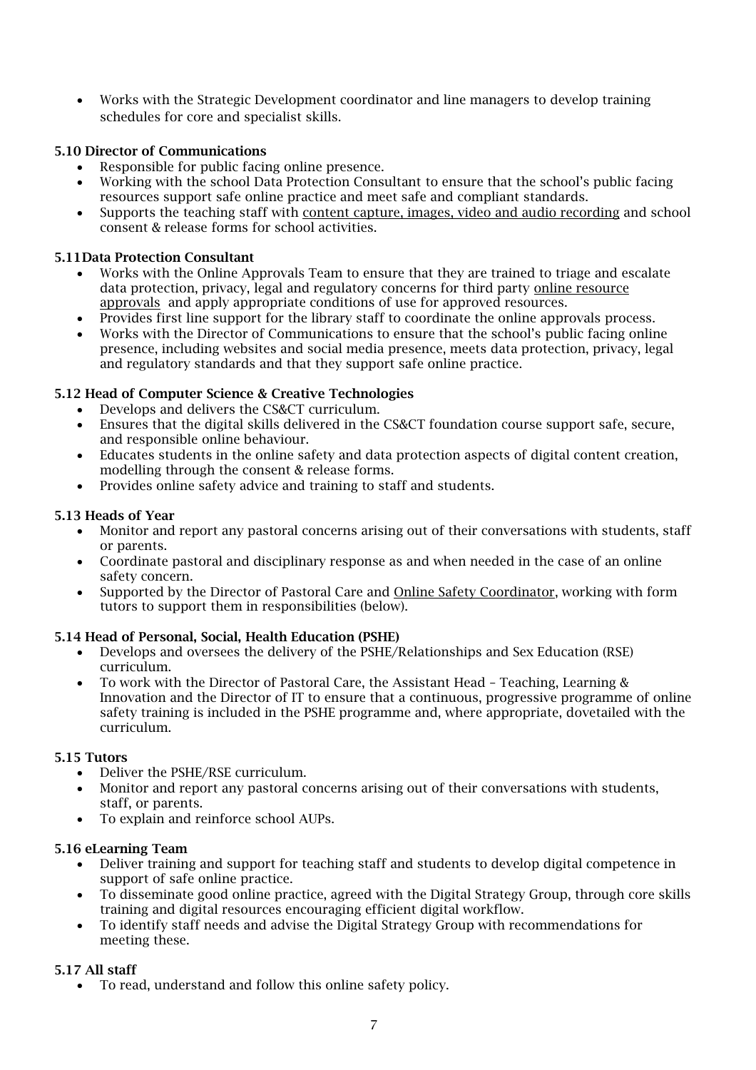- Works with the Strategic Development coordinator and line managers to develop training schedules for core and specialist skills.

### 5.10 Director of Communications

- Responsible for public facing online presence.
- Working with the school Data Protection Consultant to ensure that the school's public facing resources support safe online practice and meet safe and compliant standards.
- Supports the teaching staff with content capture, images, video and audio recording and school consent & release forms for school activities.

### 5.11 Data Protection Consultant

- Works with the Online Approvals Team to ensure that they are trained to triage and escalate data protection, privacy, legal and regulatory concerns for third party online resource approvals and apply appropriate conditions of use for approved resources.
- Provides first line support for the library staff to coordinate the online approvals process.
- Works with the Director of Communications to ensure that the school's public facing online presence, including websites and social media presence, meets data protection, privacy, legal and regulatory standards and that they support safe online practice.

### 5.12 Head of Computer Science & Creative Technologies

- Develops and delivers the CS&CT curriculum.
- Ensures that the digital skills delivered in the CS&CT foundation course support safe, secure, and responsible online behaviour.
- Educates students in the online safety and data protection aspects of digital content creation, modelling through the consent & release forms.
- Provides online safety advice and training to staff and students.

### 5.13 Heads of Year

- Monitor and report any pastoral concerns arising out of their conversations with students, staff or parents.
- Coordinate pastoral and disciplinary response as and when needed in the case of an online safety concern.
- Supported by the Director of Pastoral Care and Online Safety Coordinator, working with form tutors to support them in responsibilities (below).

### 5.14 Head of Personal, Social, Health Education (PSHE)

- Develops and oversees the delivery of the PSHE/Relationships and Sex Education (RSE) curriculum.
- To work with the Director of Pastoral Care, the Assistant Head – Teaching, Learning & Innovation and the Director of IT to ensure that a continuous, progressive programme of online safety training is included in the PSHE programme and, where appropriate, dovetailed with the curriculum.

### 5.15 Tutors

- Deliver the PSHE/RSE curriculum.
- Monitor and report any pastoral concerns arising out of their conversations with students, staff, or parents.
- To explain and reinforce school AUPs.

### 5.16 eLearning Team

- Deliver training and support for teaching staff and students to develop digital competence in support of safe online practice.
- To disseminate good online practice, agreed with the Digital Strategy Group, through core skills training and digital resources encouraging efficient digital workflow.
- To identify staff needs and advise the Digital Strategy Group with recommendations for meeting these.

### 5.17 All staff

- To read, understand and follow this online safety policy.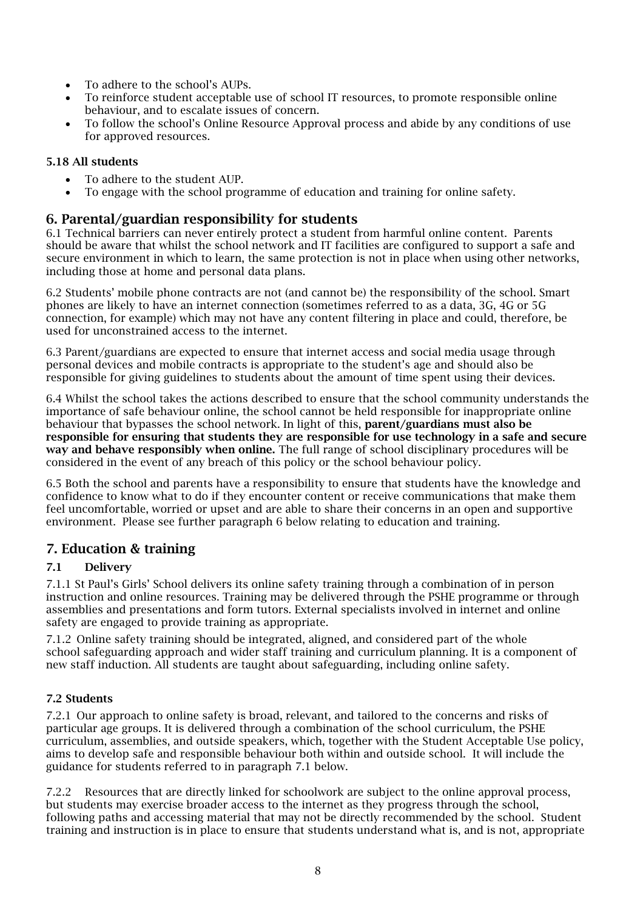- To adhere to the school's AUPs.
- To reinforce student acceptable use of school IT resources, to promote responsible online behaviour, and to escalate issues of concern.
- To follow the school's Online Resource Approval process and abide by any conditions of use for approved resources.

**5.18 All students**

- To adhere to the student AUP.
- To engage with the school programme of education and training for online safety.

## 6. Parental/guardian responsibility for students

6.1 Technical barriers can never entirely protect a student from harmful online content. Parents should be aware that whilst the school network and IT facilities are configured to support a safe and secure environment in which to learn, the same protection is not in place when using other networks, including those at home and personal data plans.

6.2 Students' mobile phone contracts are not (and cannot be) the responsibility of the school. Smart phones are likely to have an internet connection (sometimes referred to as a data, 3G, 4G or 5G connection, for example) which may not have any content filtering in place and could, therefore, be used for unconstrained access to the internet.

6.3 Parent/guardians are expected to ensure that internet access and social media usage through personal devices and mobile contracts is appropriate to the student's age and should also be responsible for giving guidelines to students about the amount of time spent using their devices.

6.4 Whilst the school takes the actions described to ensure that the school community understands the importance of safe behaviour online, the school cannot be held responsible for inappropriate online behaviour that bypasses the school network. In light of this, **parent/guardians must also be responsible for ensuring that students they are responsible for use technology in a safe and secure way and behave responsibly when online.** The full range of school disciplinary procedures will be considered in the event of any breach of this policy or the school behaviour policy.

6.5 Both the school and parents have a responsibility to ensure that students have the knowledge and confidence to know what to do if they encounter content or receive communications that make them feel uncomfortable, worried or upset and are able to share their concerns in an open and supportive environment. Please see further paragraph 6 below relating to education and training.

## 7. Education & training

### 7.1 Delivery

7.1.1 St Paul's Girls' School delivers its online safety training through a combination of in person instruction and online resources. Training may be delivered through the PSHE programme or through assemblies and presentations and form tutors. External specialists involved in internet and online safety are engaged to provide training as appropriate.

7.1.2 Online safety training should be integrated, aligned, and considered part of the whole school safeguarding approach and wider staff training and curriculum planning. It is a component of new staff induction. All students are taught about safeguarding, including online safety.

### 7.2 Students

7.2.1 Our approach to online safety is broad, relevant, and tailored to the concerns and risks of particular age groups. It is delivered through a combination of the school curriculum, the PSHE curriculum, assemblies, and outside speakers, which, together with the Student Acceptable Use policy, aims to develop safe and responsible behaviour both within and outside school. It will include the guidance for students referred to in paragraph 7.1 below.

7.2.2 Resources that are directly linked for schoolwork are subject to the online approval process, but students may exercise broader access to the internet as they progress through the school, following paths and accessing material that may not be directly recommended by the school. Student training and instruction is in place to ensure that students understand what is, and is not, appropriate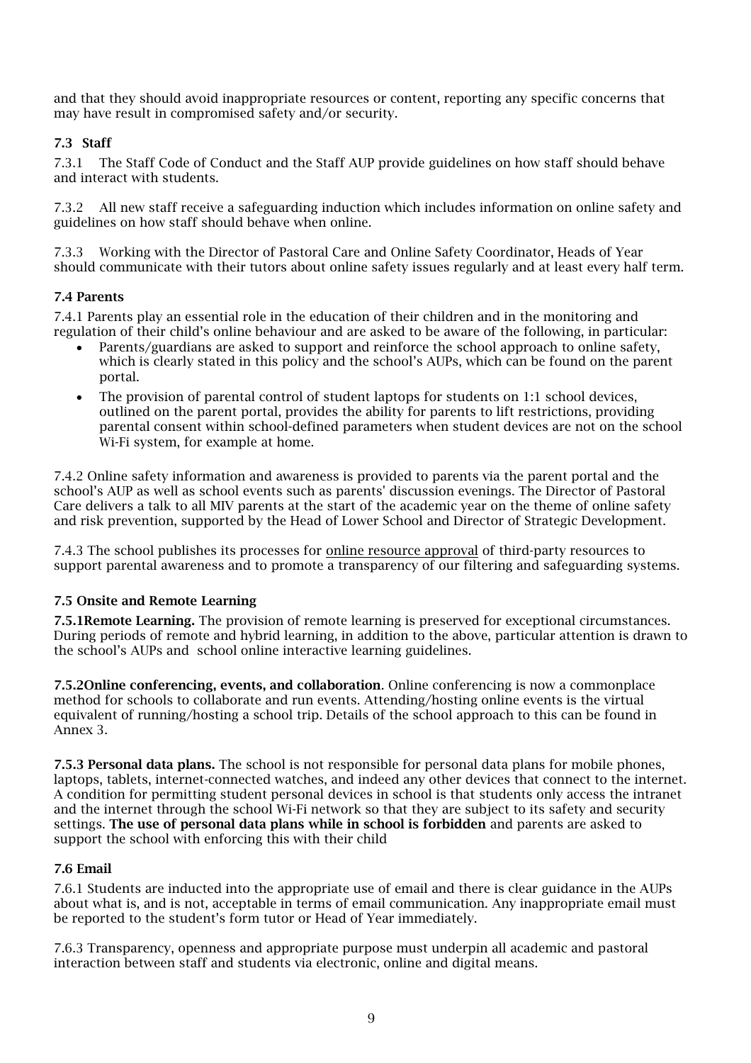and that they should avoid inappropriate resources or content, reporting any specific concerns that may have result in compromised safety and/or security.

### 7.3 Staff

7.3.1 The Staff Code of Conduct and the Staff AUP provide guidelines on how staff should behave and interact with students.

7.3.2 All new staff receive a safeguarding induction which includes information on online safety and guidelines on how staff should behave when online.

7.3.3 Working with the Director of Pastoral Care and Online Safety Coordinator, Heads of Year should communicate with their tutors about online safety issues regularly and at least every half term.

### 7.4 Parents

7.4.1 Parents play an essential role in the education of their children and in the monitoring and regulation of their child's online behaviour and are asked to be aware of the following, in particular:

- Parents/guardians are asked to support and reinforce the school approach to online safety, which is clearly stated in this policy and the school's AUPs, which can be found on the parent portal.
- The provision of parental control of student laptops for students on 1:1 school devices, outlined on the parent portal, provides the ability for parents to lift restrictions, providing parental consent within school-defined parameters when student devices are not on the school Wi-Fi system, for example at home.

7.4.2 Online safety information and awareness is provided to parents via the parent portal and the school's AUP as well as school events such as parents' discussion evenings. The Director of Pastoral Care delivers a talk to all MIV parents at the start of the academic year on the theme of online safety and risk prevention, supported by the Head of Lower School and Director of Strategic Development.

7.4.3 The school publishes its processes for online resource approval of third-party resources to support parental awareness and to promote a transparency of our filtering and safeguarding systems.

### 7.5 Onsite and Remote Learning

**7.5.1Remote Learning.** The provision of remote learning is preserved for exceptional circumstances. During periods of remote and hybrid learning, in addition to the above, particular attention is drawn to the school's AUPs and school online interactive learning guidelines.

**7.5.2Online conferencing, events, and collaboration**. Online conferencing is now a commonplace method for schools to collaborate and run events. Attending/hosting online events is the virtual equivalent of running/hosting a school trip. Details of the school approach to this can be found in Annex 3.

**7.5.3 Personal data plans.** The school is not responsible for personal data plans for mobile phones, laptops, tablets, internet-connected watches, and indeed any other devices that connect to the internet. A condition for permitting student personal devices in school is that students only access the intranet and the internet through the school Wi-Fi network so that they are subject to its safety and security settings. **The use of personal data plans while in school is forbidden** and parents are asked to support the school with enforcing this with their child

### 7.6 Email

7.6.1 Students are inducted into the appropriate use of email and there is clear guidance in the AUPs about what is, and is not, acceptable in terms of email communication. Any inappropriate email must be reported to the student's form tutor or Head of Year immediately.

7.6.3 Transparency, openness and appropriate purpose must underpin all academic and pastoral interaction between staff and students via electronic, online and digital means.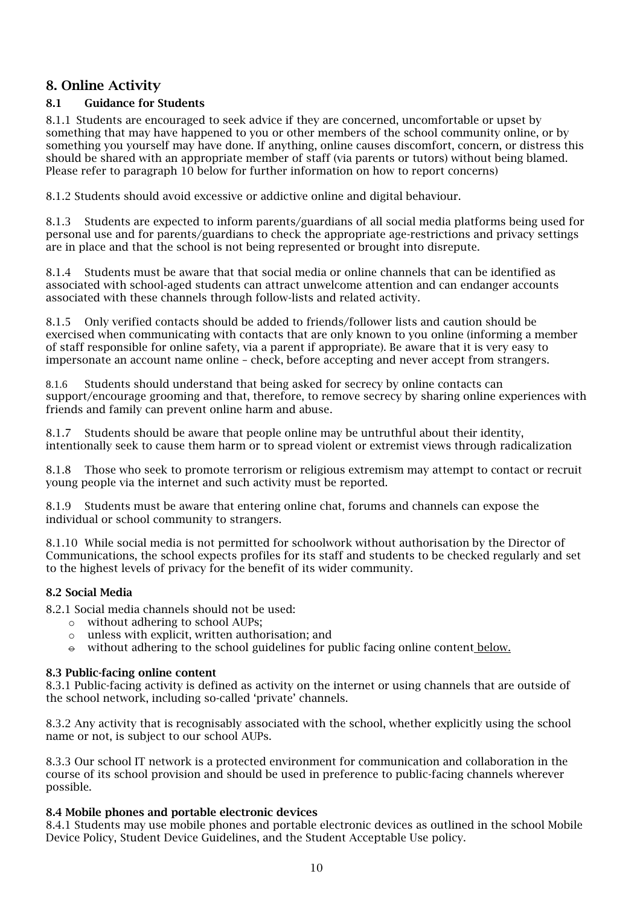## 8. Online Activity

### 8.1 Guidance for Students

8.1.1 Students are encouraged to seek advice if they are concerned, uncomfortable or upset by something that may have happened to you or other members of the school community online, or by something you yourself may have done. If anything, online causes discomfort, concern, or distress this should be shared with an appropriate member of staff (via parents or tutors) without being blamed. Please refer to paragraph 10 below for further information on how to report concerns)

8.1.2 Students should avoid excessive or addictive online and digital behaviour.

8.1.3 Students are expected to inform parents/guardians of all social media platforms being used for personal use and for parents/guardians to check the appropriate age-restrictions and privacy settings are in place and that the school is not being represented or brought into disrepute.

8.1.4 Students must be aware that that social media or online channels that can be identified as associated with school-aged students can attract unwelcome attention and can endanger accounts associated with these channels through follow-lists and related activity.

8.1.5 Only verified contacts should be added to friends/follower lists and caution should be exercised when communicating with contacts that are only known to you online (informing a member of staff responsible for online safety, via a parent if appropriate). Be aware that it is very easy to impersonate an account name online – check, before accepting and never accept from strangers.

8.1.6 Students should understand that being asked for secrecy by online contacts can support/encourage grooming and that, therefore, to remove secrecy by sharing online experiences with friends and family can prevent online harm and abuse.

8.1.7 Students should be aware that people online may be untruthful about their identity, intentionally seek to cause them harm or to spread violent or extremist views through radicalization

8.1.8 Those who seek to promote terrorism or religious extremism may attempt to contact or recruit young people via the internet and such activity must be reported.

8.1.9 Students must be aware that entering online chat, forums and channels can expose the individual or school community to strangers.

8.1.10 While social media is not permitted for schoolwork without authorisation by the Director of Communications, the school expects profiles for its staff and students to be checked regularly and set to the highest levels of privacy for the benefit of its wider community.

### 8.2 Social Media

8.2.1 Social media channels should not be used:

- without adhering to school AUPs;
- unless with explicit, written authorisation; and
- without adhering to the school guidelines for public facing online content below.

### 8.3 Public-facing online content

8.3.1 Public-facing activity is defined as activity on the internet or using channels that are outside of the school network, including so-called 'private' channels.

8.3.2 Any activity that is recognisably associated with the school, whether explicitly using the school name or not, is subject to our school AUPs.

8.3.3 Our school IT network is a protected environment for communication and collaboration in the course of its school provision and should be used in preference to public-facing channels wherever possible.

### 8.4 Mobile phones and portable electronic devices

8.4.1 Students may use mobile phones and portable electronic devices as outlined in the school Mobile Device Policy, Student Device Guidelines, and the Student Acceptable Use policy.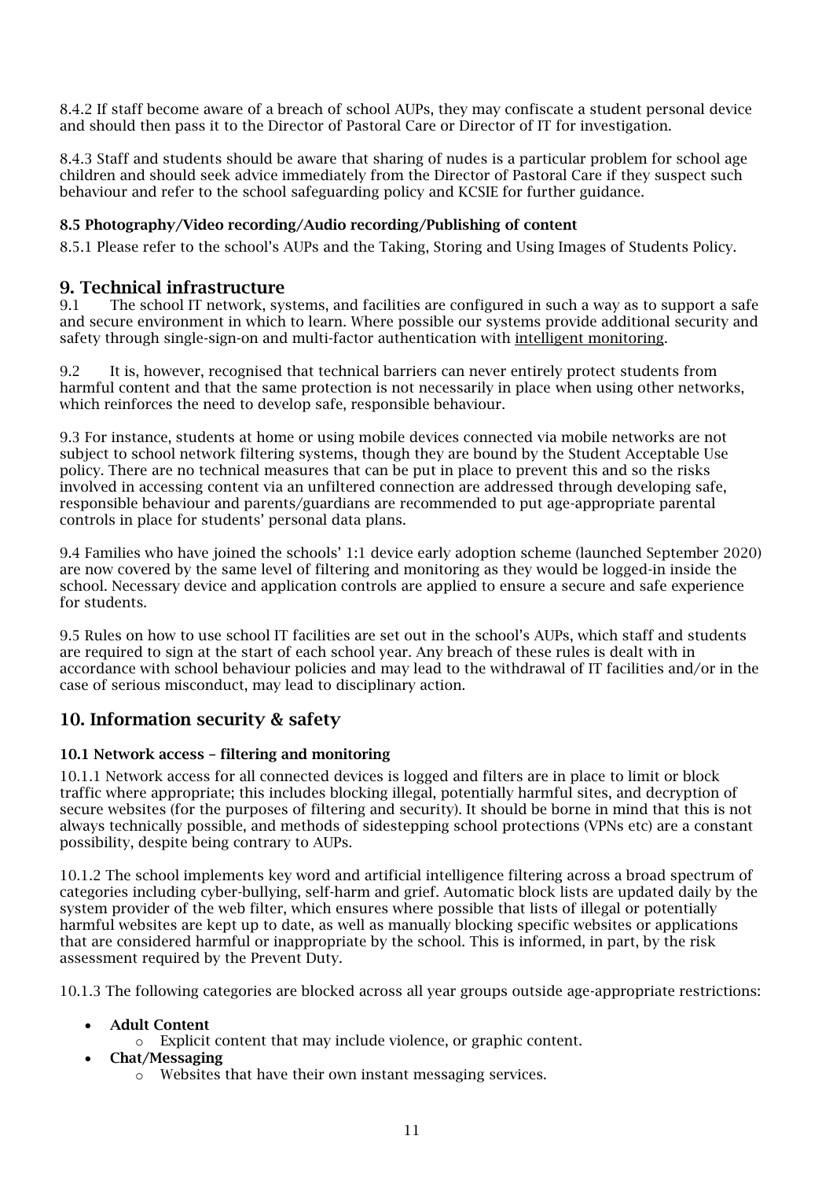8.4.2 If staff become aware of a breach of school AUPs, they may confiscate a student personal device and should then pass it to the Director of Pastoral Care or Director of IT for investigation.

8.4.3 Staff and students should be aware that sharing of nudes is a particular problem for school age children and should seek advice immediately from the Director of Pastoral Care if they suspect such behaviour and refer to the school safeguarding policy and KCSIE for further guidance.

### 8.5 Photography/Video recording/Audio recording/Publishing of content

8.5.1 Please refer to the school's AUPs and the Taking, Storing and Using Images of Students Policy.

## 9. Technical infrastructure

9.1 The school IT network, systems, and facilities are configured in such a way as to support a safe and secure environment in which to learn. Where possible our systems provide additional security and safety through single-sign-on and multi-factor authentication with intelligent monitoring.

9.2 It is, however, recognised that technical barriers can never entirely protect students from harmful content and that the same protection is not necessarily in place when using other networks, which reinforces the need to develop safe, responsible behaviour.

9.3 For instance, students at home or using mobile devices connected via mobile networks are not subject to school network filtering systems, though they are bound by the Student Acceptable Use policy. There are no technical measures that can be put in place to prevent this and so the risks involved in accessing content via an unfiltered connection are addressed through developing safe, responsible behaviour and parents/guardians are recommended to put age-appropriate parental controls in place for students' personal data plans.

9.4 Families who have joined the schools' 1:1 device early adoption scheme (launched September 2020) are now covered by the same level of filtering and monitoring as they would be logged-in inside the school. Necessary device and application controls are applied to ensure a secure and safe experience for students.

9.5 Rules on how to use school IT facilities are set out in the school's AUPs, which staff and students are required to sign at the start of each school year. Any breach of these rules is dealt with in accordance with school behaviour policies and may lead to the withdrawal of IT facilities and/or in the case of serious misconduct, may lead to disciplinary action.

## 10. Information security & safety

### 10.1 Network access – filtering and monitoring

10.1.1 Network access for all connected devices is logged and filters are in place to limit or block traffic where appropriate; this includes blocking illegal, potentially harmful sites, and decryption of secure websites (for the purposes of filtering and security). It should be borne in mind that this is not always technically possible, and methods of sidestepping school protections (VPNs etc) are a constant possibility, despite being contrary to AUPs.

10.1.2 The school implements key word and artificial intelligence filtering across a broad spectrum of categories including cyber-bullying, self-harm and grief. Automatic block lists are updated daily by the system provider of the web filter, which ensures where possible that lists of illegal or potentially harmful websites are kept up to date, as well as manually blocking specific websites or applications that are considered harmful or inappropriate by the school. This is informed, in part, by the risk assessment required by the Prevent Duty.

10.1.3 The following categories are blocked across all year groups outside age-appropriate restrictions:

- **Adult Content**
  - Explicit content that may include violence, or graphic content.
- **Chat/Messaging**
  - Websites that have their own instant messaging services.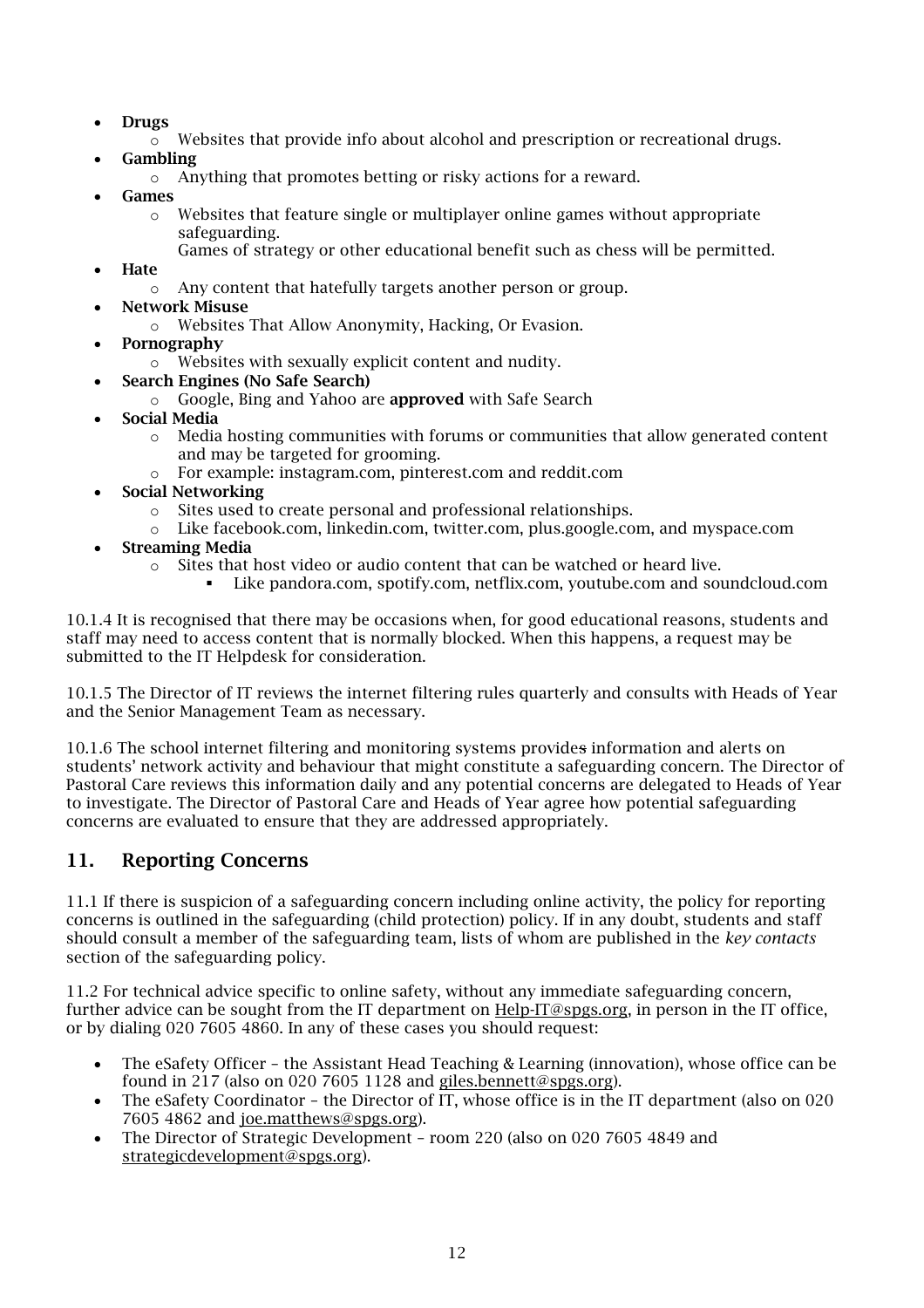- **Drugs**
    - Websites that provide info about alcohol and prescription or recreational drugs.
- **Gambling**
    - Anything that promotes betting or risky actions for a reward.
- **Games**
    - Websites that feature single or multiplayer online games without appropriate safeguarding.
      Games of strategy or other educational benefit such as chess will be permitted.
- **Hate**
    - Any content that hatefully targets another person or group.
- **Network Misuse**
    - Websites That Allow Anonymity, Hacking, Or Evasion.
- **Pornography**
    - Websites with sexually explicit content and nudity.
- **Search Engines (No Safe Search)**
    - Google, Bing and Yahoo are **approved** with Safe Search
- **Social Media**
    - Media hosting communities with forums or communities that allow generated content and may be targeted for grooming.
    - For example: instagram.com, pinterest.com and reddit.com
- **Social Networking**
    - Sites used to create personal and professional relationships.
    - Like facebook.com, linkedin.com, twitter.com, plus.google.com, and myspace.com
- **Streaming Media**
    - Sites that host video or audio content that can be watched or heard live.
        - Like pandora.com, spotify.com, netflix.com, youtube.com and soundcloud.com

10.1.4 It is recognised that there may be occasions when, for good educational reasons, students and staff may need to access content that is normally blocked. When this happens, a request may be submitted to the IT Helpdesk for consideration.

10.1.5 The Director of IT reviews the internet filtering rules quarterly and consults with Heads of Year and the Senior Management Team as necessary.

10.1.6 The school internet filtering and monitoring systems provides information and alerts on students' network activity and behaviour that might constitute a safeguarding concern. The Director of Pastoral Care reviews this information daily and any potential concerns are delegated to Heads of Year to investigate. The Director of Pastoral Care and Heads of Year agree how potential safeguarding concerns are evaluated to ensure that they are addressed appropriately.

## 11. Reporting Concerns

11.1 If there is suspicion of a safeguarding concern including online activity, the policy for reporting concerns is outlined in the safeguarding (child protection) policy. If in any doubt, students and staff should consult a member of the safeguarding team, lists of whom are published in the *key contacts* section of the safeguarding policy.

11.2 For technical advice specific to online safety, without any immediate safeguarding concern, further advice can be sought from the IT department on Help-IT@spgs.org, in person in the IT office, or by dialing 020 7605 4860. In any of these cases you should request:

- The eSafety Officer – the Assistant Head Teaching & Learning (innovation), whose office can be found in 217 (also on 020 7605 1128 and giles.bennett@spgs.org).
- The eSafety Coordinator – the Director of IT, whose office is in the IT department (also on 020 7605 4862 and joe.matthews@spgs.org).
- The Director of Strategic Development – room 220 (also on 020 7605 4849 and strategicdevelopment@spgs.org).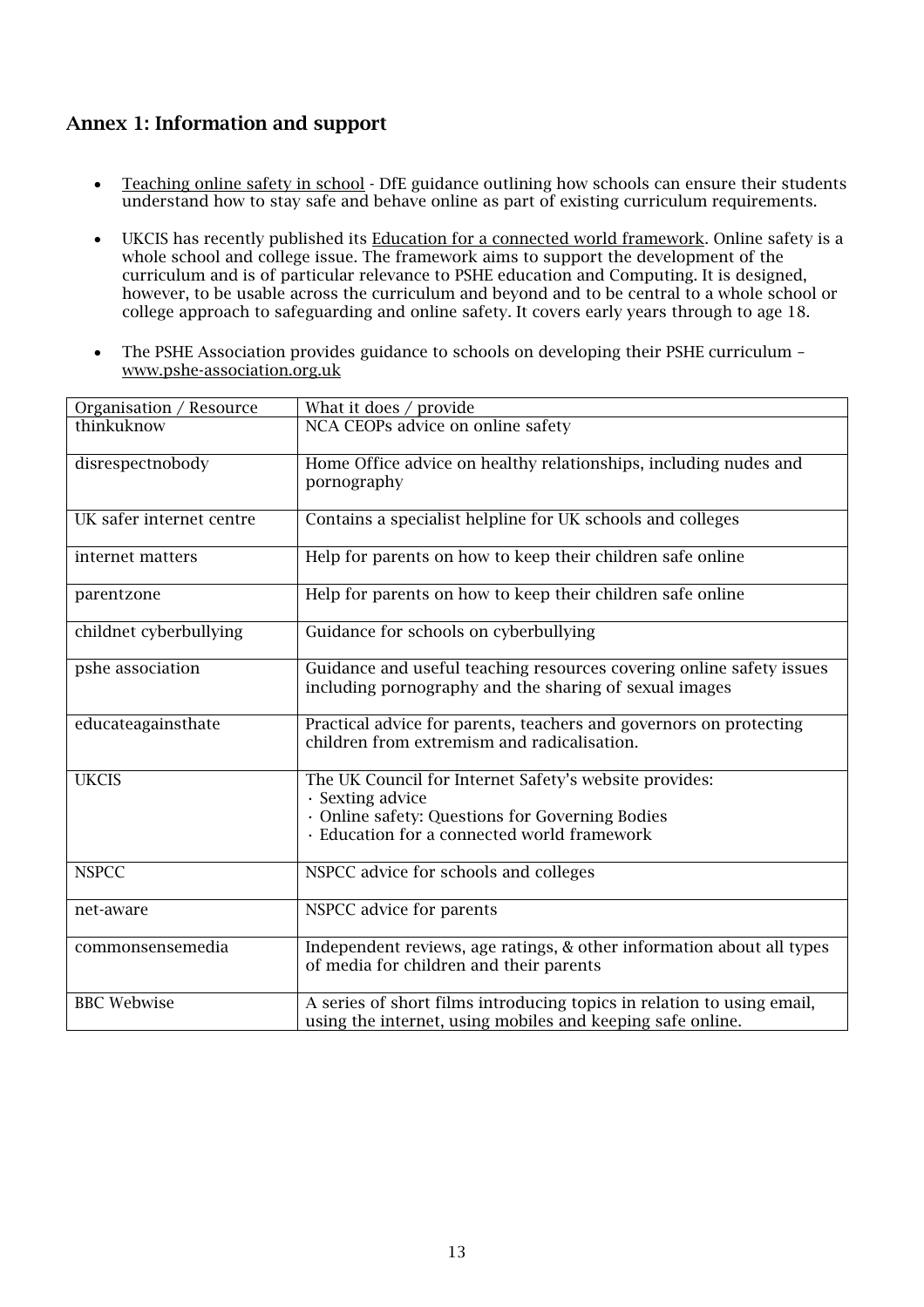## Annex 1: Information and support

- Teaching online safety in school - DfE guidance outlining how schools can ensure their students understand how to stay safe and behave online as part of existing curriculum requirements.

- UKCIS has recently published its Education for a connected world framework. Online safety is a whole school and college issue. The framework aims to support the development of the curriculum and is of particular relevance to PSHE education and Computing. It is designed, however, to be usable across the curriculum and beyond and to be central to a whole school or college approach to safeguarding and online safety. It covers early years through to age 18.

- The PSHE Association provides guidance to schools on developing their PSHE curriculum – www.pshe-association.org.uk

| Organisation / Resource | What it does / provide |
|---|---|
| thinkuknow | NCA CEOPs advice on online safety |
| disrespectnobody | Home Office advice on healthy relationships, including nudes and pornography |
| UK safer internet centre | Contains a specialist helpline for UK schools and colleges |
| internet matters | Help for parents on how to keep their children safe online |
| parentzone | Help for parents on how to keep their children safe online |
| childnet cyberbullying | Guidance for schools on cyberbullying |
| pshe association | Guidance and useful teaching resources covering online safety issues including pornography and the sharing of sexual images |
| educateagainsthate | Practical advice for parents, teachers and governors on protecting children from extremism and radicalisation. |
| UKCIS | The UK Council for Internet Safety's website provides:<br>· Sexting advice<br>· Online safety: Questions for Governing Bodies<br>· Education for a connected world framework |
| NSPCC | NSPCC advice for schools and colleges |
| net-aware | NSPCC advice for parents |
| commonsensemedia | Independent reviews, age ratings, & other information about all types of media for children and their parents |
| BBC Webwise | A series of short films introducing topics in relation to using email, using the internet, using mobiles and keeping safe online. |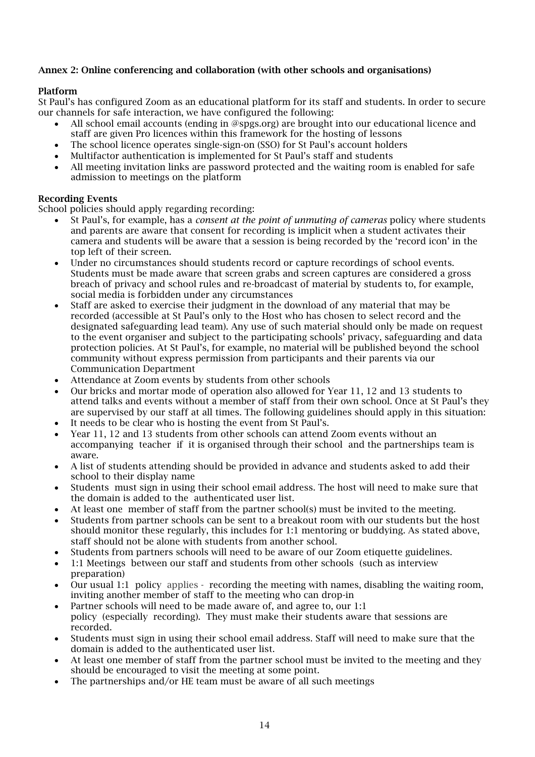**Annex 2: Online conferencing and collaboration (with other schools and organisations)**

**Platform**

St Paul's has configured Zoom as an educational platform for its staff and students. In order to secure our channels for safe interaction, we have configured the following:

- All school email accounts (ending in @spgs.org) are brought into our educational licence and staff are given Pro licences within this framework for the hosting of lessons
- The school licence operates single-sign-on (SSO) for St Paul's account holders
- Multifactor authentication is implemented for St Paul's staff and students
- All meeting invitation links are password protected and the waiting room is enabled for safe admission to meetings on the platform

**Recording Events**

School policies should apply regarding recording:

- St Paul's, for example, has a *consent at the point of unmuting of cameras* policy where students and parents are aware that consent for recording is implicit when a student activates their camera and students will be aware that a session is being recorded by the 'record icon' in the top left of their screen.
- Under no circumstances should students record or capture recordings of school events. Students must be made aware that screen grabs and screen captures are considered a gross breach of privacy and school rules and re-broadcast of material by students to, for example, social media is forbidden under any circumstances
- Staff are asked to exercise their judgment in the download of any material that may be recorded (accessible at St Paul's only to the Host who has chosen to select record and the designated safeguarding lead team). Any use of such material should only be made on request to the event organiser and subject to the participating schools' privacy, safeguarding and data protection policies. At St Paul's, for example, no material will be published beyond the school community without express permission from participants and their parents via our Communication Department
- Attendance at Zoom events by students from other schools
- Our bricks and mortar mode of operation also allowed for Year 11, 12 and 13 students to attend talks and events without a member of staff from their own school. Once at St Paul's they are supervised by our staff at all times. The following guidelines should apply in this situation:
- It needs to be clear who is hosting the event from St Paul's.
- Year 11, 12 and 13 students from other schools can attend Zoom events without an accompanying teacher if it is organised through their school and the partnerships team is aware.
- A list of students attending should be provided in advance and students asked to add their school to their display name
- Students must sign in using their school email address. The host will need to make sure that the domain is added to the authenticated user list.
- At least one member of staff from the partner school(s) must be invited to the meeting.
- Students from partner schools can be sent to a breakout room with our students but the host should monitor these regularly, this includes for 1:1 mentoring or buddying. As stated above, staff should not be alone with students from another school.
- Students from partners schools will need to be aware of our Zoom etiquette guidelines.
- 1:1 Meetings between our staff and students from other schools (such as interview preparation)
- Our usual 1:1 policy applies - recording the meeting with names, disabling the waiting room, inviting another member of staff to the meeting who can drop-in
- Partner schools will need to be made aware of, and agree to, our 1:1 policy (especially recording). They must make their students aware that sessions are recorded.
- Students must sign in using their school email address. Staff will need to make sure that the domain is added to the authenticated user list.
- At least one member of staff from the partner school must be invited to the meeting and they should be encouraged to visit the meeting at some point.
- The partnerships and/or HE team must be aware of all such meetings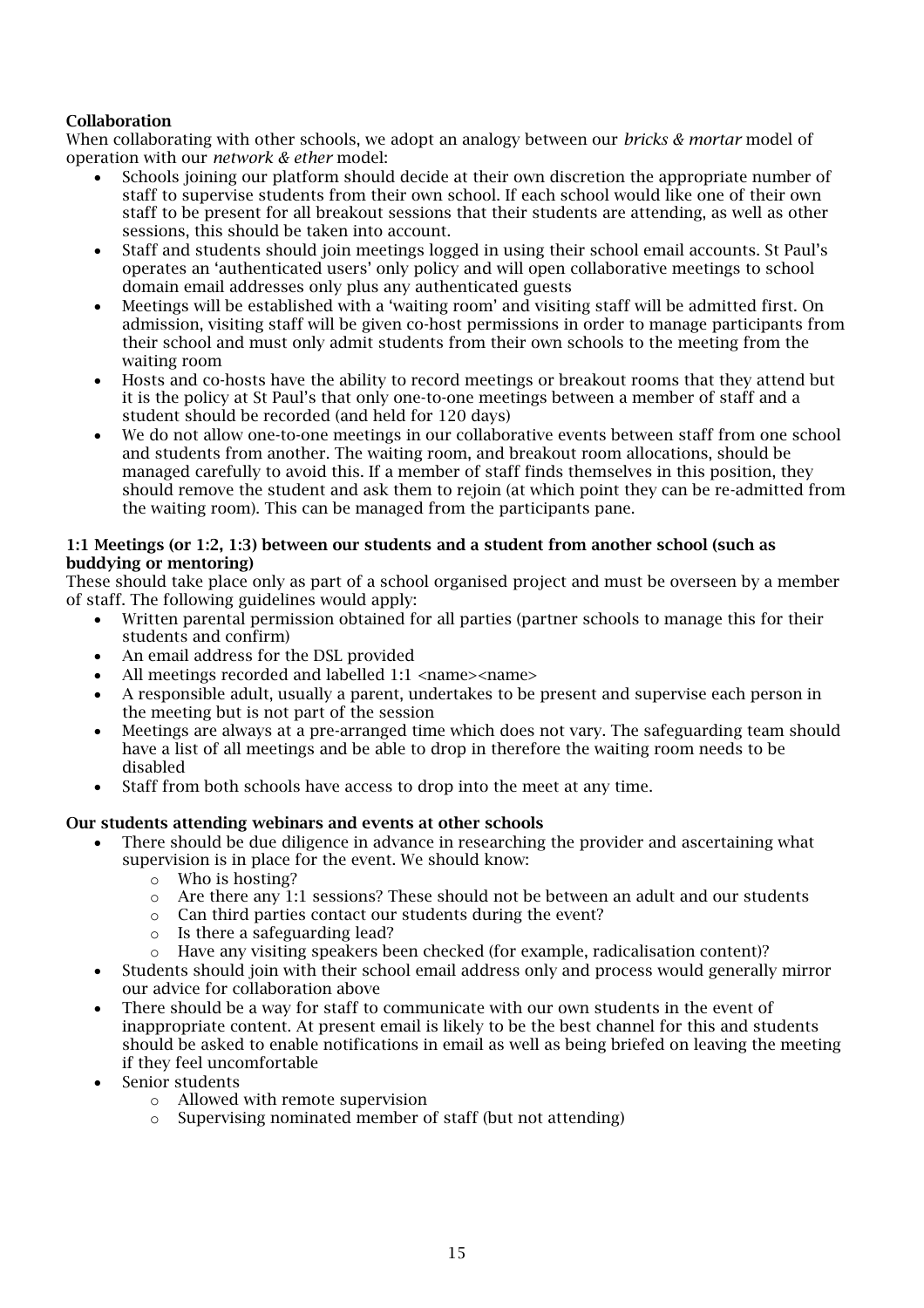**Collaboration**

When collaborating with other schools, we adopt an analogy between our *bricks & mortar* model of operation with our *network & ether* model:

- Schools joining our platform should decide at their own discretion the appropriate number of staff to supervise students from their own school. If each school would like one of their own staff to be present for all breakout sessions that their students are attending, as well as other sessions, this should be taken into account.
- Staff and students should join meetings logged in using their school email accounts. St Paul's operates an 'authenticated users' only policy and will open collaborative meetings to school domain email addresses only plus any authenticated guests
- Meetings will be established with a 'waiting room' and visiting staff will be admitted first. On admission, visiting staff will be given co-host permissions in order to manage participants from their school and must only admit students from their own schools to the meeting from the waiting room
- Hosts and co-hosts have the ability to record meetings or breakout rooms that they attend but it is the policy at St Paul's that only one-to-one meetings between a member of staff and a student should be recorded (and held for 120 days)
- We do not allow one-to-one meetings in our collaborative events between staff from one school and students from another. The waiting room, and breakout room allocations, should be managed carefully to avoid this. If a member of staff finds themselves in this position, they should remove the student and ask them to rejoin (at which point they can be re-admitted from the waiting room). This can be managed from the participants pane.

**1:1 Meetings (or 1:2, 1:3) between our students and a student from another school (such as buddying or mentoring)**

These should take place only as part of a school organised project and must be overseen by a member of staff. The following guidelines would apply:

- Written parental permission obtained for all parties (partner schools to manage this for their students and confirm)
- An email address for the DSL provided
- All meetings recorded and labelled 1:1 <name><name>
- A responsible adult, usually a parent, undertakes to be present and supervise each person in the meeting but is not part of the session
- Meetings are always at a pre-arranged time which does not vary. The safeguarding team should have a list of all meetings and be able to drop in therefore the waiting room needs to be disabled
- Staff from both schools have access to drop into the meet at any time.

**Our students attending webinars and events at other schools**

- There should be due diligence in advance in researching the provider and ascertaining what supervision is in place for the event. We should know:
  - Who is hosting?
  - Are there any 1:1 sessions? These should not be between an adult and our students
  - Can third parties contact our students during the event?
  - Is there a safeguarding lead?
  - Have any visiting speakers been checked (for example, radicalisation content)?
- Students should join with their school email address only and process would generally mirror our advice for collaboration above
- There should be a way for staff to communicate with our own students in the event of inappropriate content. At present email is likely to be the best channel for this and students should be asked to enable notifications in email as well as being briefed on leaving the meeting if they feel uncomfortable
- Senior students
  - Allowed with remote supervision
  - Supervising nominated member of staff (but not attending)